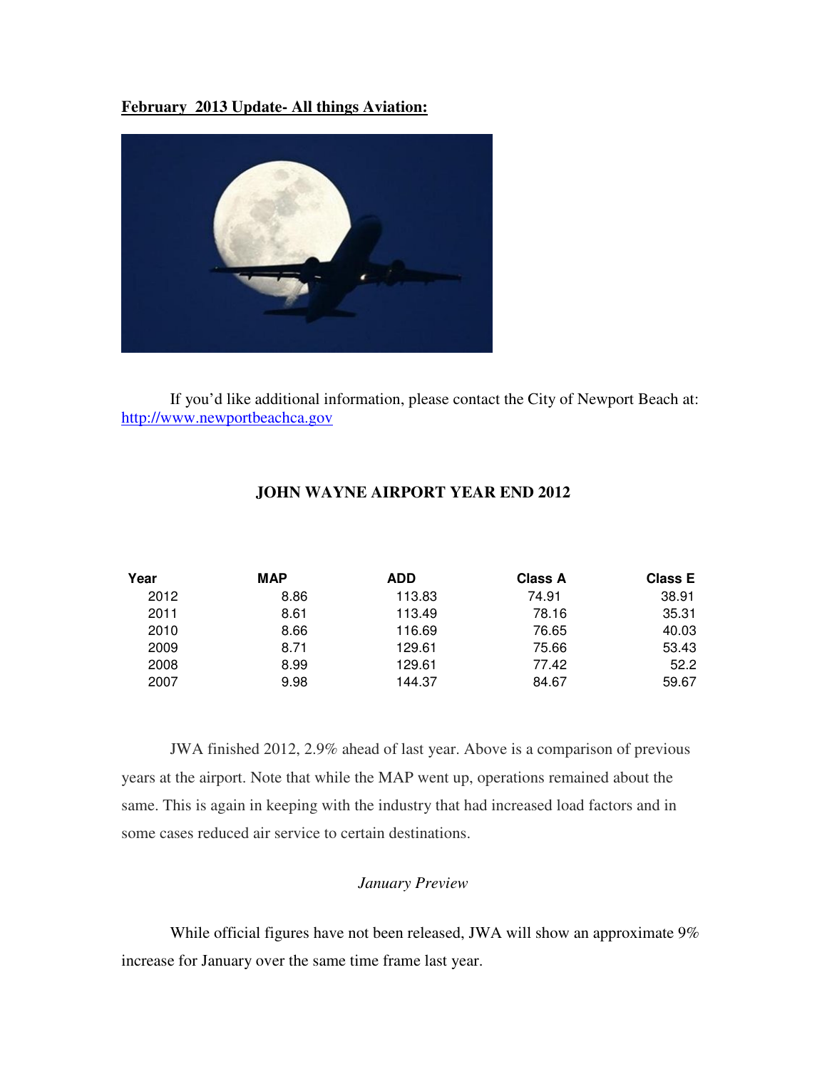**February 2013 Update- All things Aviation:**

If you'd like additional information, please contact the City of Newport Beach at: http://www.newportbeachca.gov

## JOHN WAYNE AIRPORT YEAR END 2012

| Year | MAP | ADD | Class A | Class E |
|---|---|---|---|---|
| 2012 | 8.86 | 113.83 | 74.91 | 38.91 |
| 2011 | 8.61 | 113.49 | 78.16 | 35.31 |
| 2010 | 8.66 | 116.69 | 76.65 | 40.03 |
| 2009 | 8.71 | 129.61 | 75.66 | 53.43 |
| 2008 | 8.99 | 129.61 | 77.42 | 52.2 |
| 2007 | 9.98 | 144.37 | 84.67 | 59.67 |

JWA finished 2012, 2.9% ahead of last year. Above is a comparison of previous years at the airport. Note that while the MAP went up, operations remained about the same. This is again in keeping with the industry that had increased load factors and in some cases reduced air service to certain destinations.

*January Preview*

While official figures have not been released, JWA will show an approximate 9% increase for January over the same time frame last year.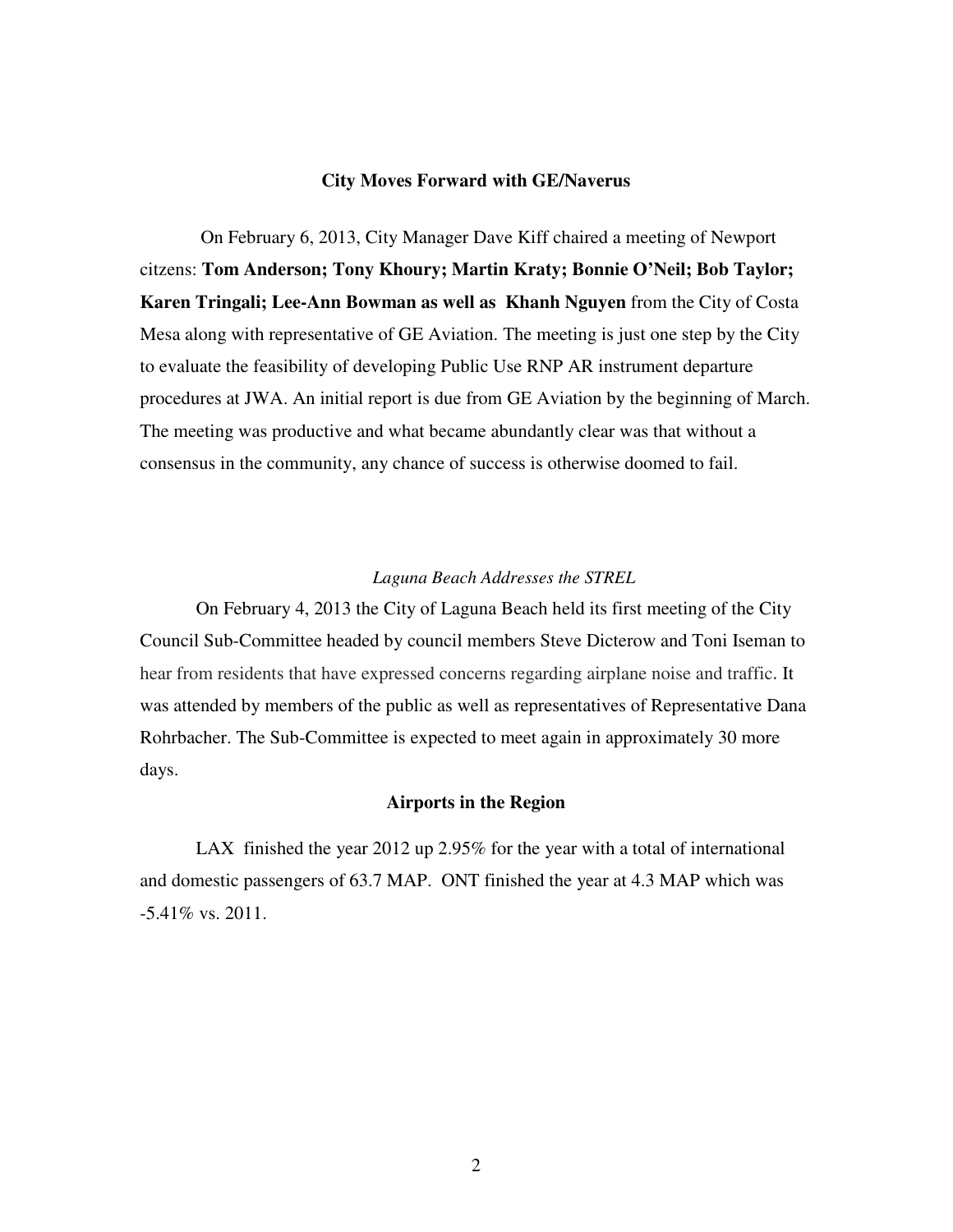## City Moves Forward with GE/Naverus

On February 6, 2013, City Manager Dave Kiff chaired a meeting of Newport citizens: **Tom Anderson; Tony Khoury; Martin Kraty; Bonnie O'Neil; Bob Taylor; Karen Tringali; Lee-Ann Bowman as well as Khanh Nguyen** from the City of Costa Mesa along with representative of GE Aviation. The meeting is just one step by the City to evaluate the feasibility of developing Public Use RNP AR instrument departure procedures at JWA. An initial report is due from GE Aviation by the beginning of March. The meeting was productive and what became abundantly clear was that without a consensus in the community, any chance of success is otherwise doomed to fail.

### *Laguna Beach Addresses the STREL*

On February 4, 2013 the City of Laguna Beach held its first meeting of the City Council Sub-Committee headed by council members Steve Dicterow and Toni Iseman to hear from residents that have expressed concerns regarding airplane noise and traffic. It was attended by members of the public as well as representatives of Representative Dana Rohrbacher. The Sub-Committee is expected to meet again in approximately 30 more days.

## Airports in the Region

LAX finished the year 2012 up 2.95% for the year with a total of international and domestic passengers of 63.7 MAP. ONT finished the year at 4.3 MAP which was -5.41% vs. 2011.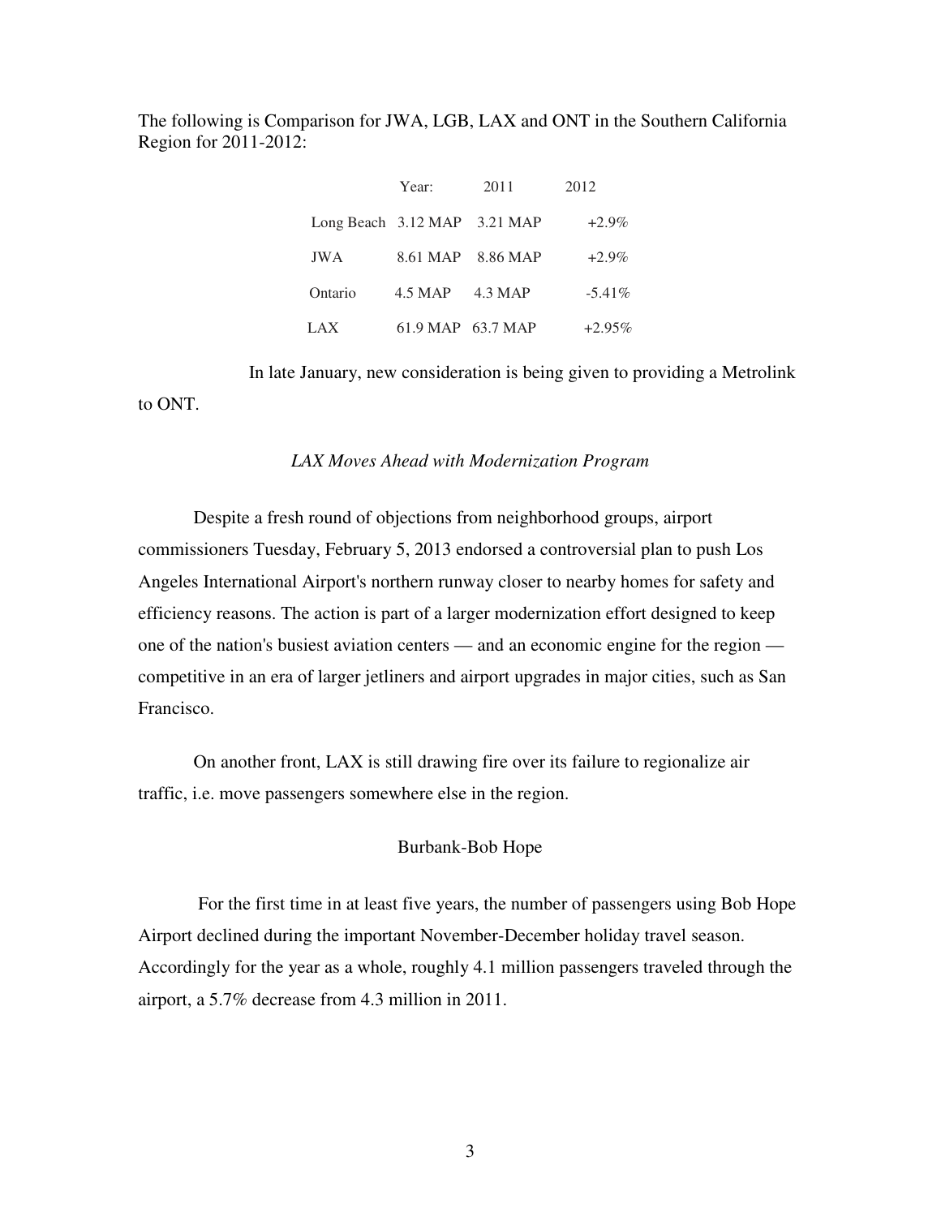The following is Comparison for JWA, LGB, LAX and ONT in the Southern California Region for 2011-2012:

| Year: | 2011 | 2012 | |
|---|---|---|---|
| Long Beach | 3.12 MAP | 3.21 MAP | +2.9% |
| JWA | 8.61 MAP | 8.86 MAP | +2.9% |
| Ontario | 4.5 MAP | 4.3 MAP | -5.41% |
| LAX | 61.9 MAP | 63.7 MAP | +2.95% |

In late January, new consideration is being given to providing a Metrolink to ONT.

*LAX Moves Ahead with Modernization Program*

Despite a fresh round of objections from neighborhood groups, airport commissioners Tuesday, February 5, 2013 endorsed a controversial plan to push Los Angeles International Airport's northern runway closer to nearby homes for safety and efficiency reasons. The action is part of a larger modernization effort designed to keep one of the nation's busiest aviation centers — and an economic engine for the region — competitive in an era of larger jetliners and airport upgrades in major cities, such as San Francisco.

On another front, LAX is still drawing fire over its failure to regionalize air traffic, i.e. move passengers somewhere else in the region.

Burbank-Bob Hope

For the first time in at least five years, the number of passengers using Bob Hope Airport declined during the important November-December holiday travel season. Accordingly for the year as a whole, roughly 4.1 million passengers traveled through the airport, a 5.7% decrease from 4.3 million in 2011.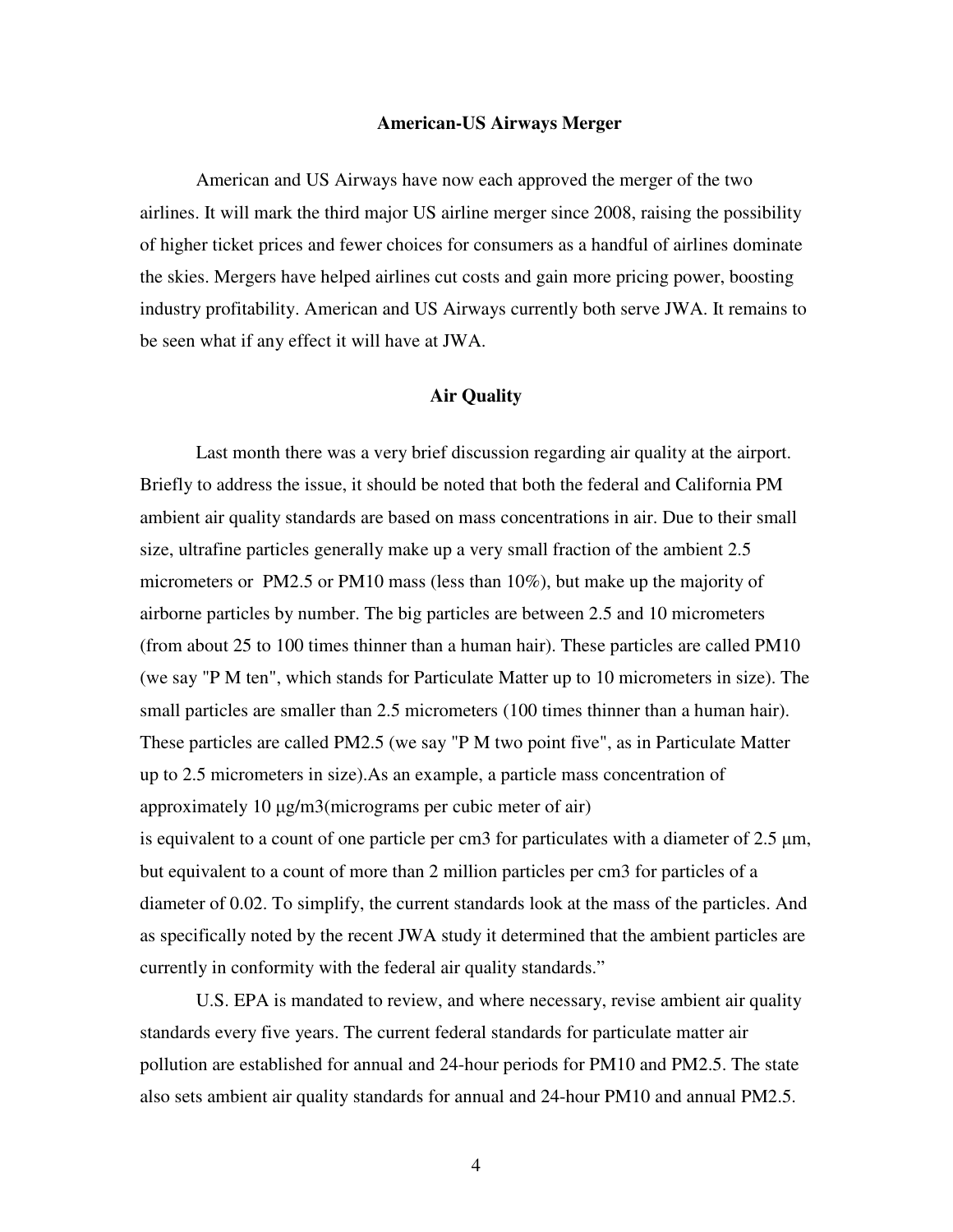## American-US Airways Merger

American and US Airways have now each approved the merger of the two airlines. It will mark the third major US airline merger since 2008, raising the possibility of higher ticket prices and fewer choices for consumers as a handful of airlines dominate the skies. Mergers have helped airlines cut costs and gain more pricing power, boosting industry profitability. American and US Airways currently both serve JWA. It remains to be seen what if any effect it will have at JWA.

## Air Quality

Last month there was a very brief discussion regarding air quality at the airport. Briefly to address the issue, it should be noted that both the federal and California PM ambient air quality standards are based on mass concentrations in air. Due to their small size, ultrafine particles generally make up a very small fraction of the ambient 2.5 micrometers or PM2.5 or PM10 mass (less than 10%), but make up the majority of airborne particles by number. The big particles are between 2.5 and 10 micrometers (from about 25 to 100 times thinner than a human hair). These particles are called PM10 (we say "P M ten", which stands for Particulate Matter up to 10 micrometers in size). The small particles are smaller than 2.5 micrometers (100 times thinner than a human hair). These particles are called PM2.5 (we say "P M two point five", as in Particulate Matter up to 2.5 micrometers in size).As an example, a particle mass concentration of approximately 10 μg/m3(micrograms per cubic meter of air) is equivalent to a count of one particle per cm3 for particulates with a diameter of 2.5 μm, but equivalent to a count of more than 2 million particles per cm3 for particles of a diameter of 0.02. To simplify, the current standards look at the mass of the particles. And as specifically noted by the recent JWA study it determined that the ambient particles are currently in conformity with the federal air quality standards."

U.S. EPA is mandated to review, and where necessary, revise ambient air quality standards every five years. The current federal standards for particulate matter air pollution are established for annual and 24-hour periods for PM10 and PM2.5. The state also sets ambient air quality standards for annual and 24-hour PM10 and annual PM2.5.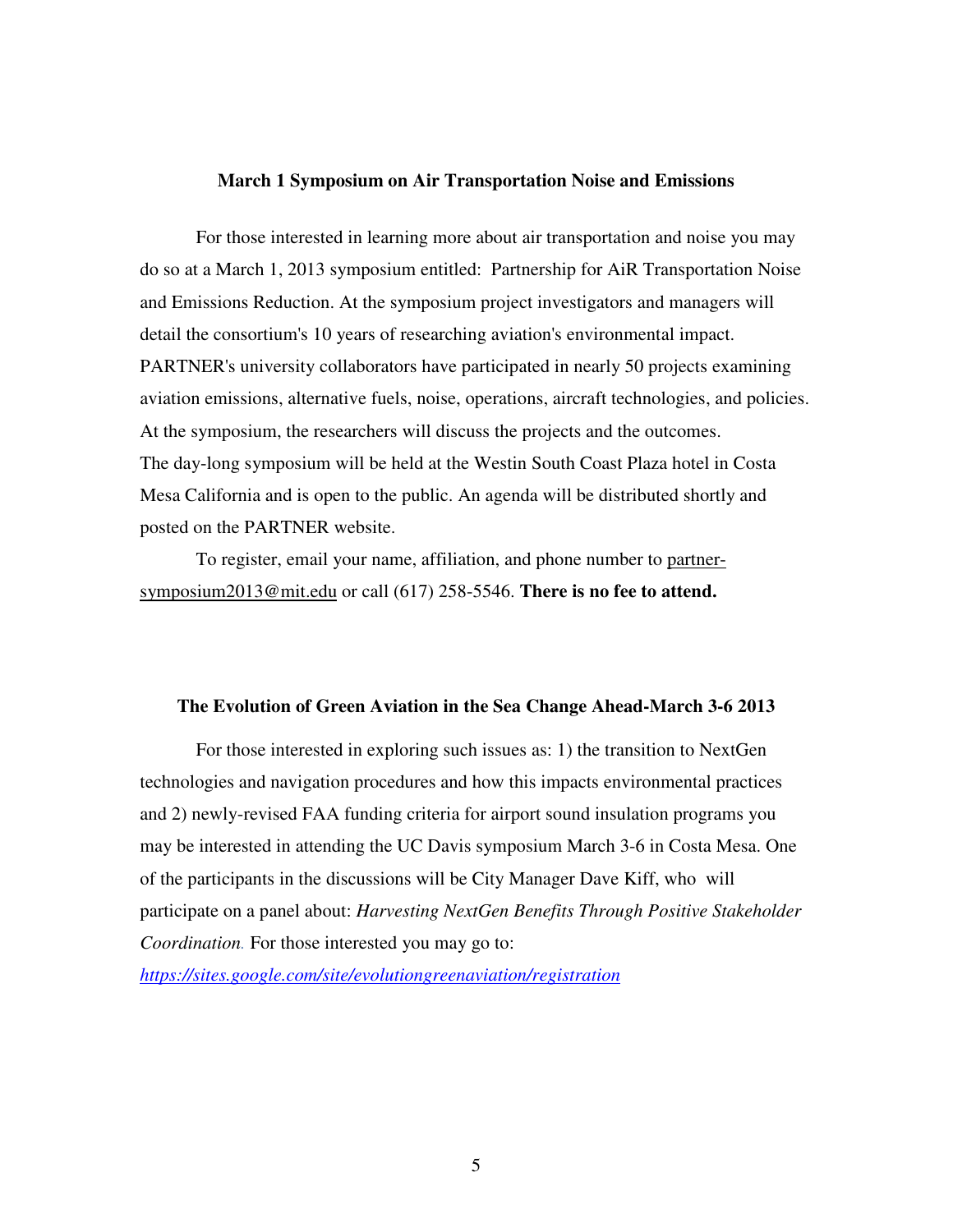### March 1 Symposium on Air Transportation Noise and Emissions

For those interested in learning more about air transportation and noise you may do so at a March 1, 2013 symposium entitled: Partnership for AiR Transportation Noise and Emissions Reduction. At the symposium project investigators and managers will detail the consortium's 10 years of researching aviation's environmental impact. PARTNER's university collaborators have participated in nearly 50 projects examining aviation emissions, alternative fuels, noise, operations, aircraft technologies, and policies. At the symposium, the researchers will discuss the projects and the outcomes. The day-long symposium will be held at the Westin South Coast Plaza hotel in Costa Mesa California and is open to the public. An agenda will be distributed shortly and posted on the PARTNER website.

To register, email your name, affiliation, and phone number to partner-symposium2013@mit.edu or call (617) 258-5546. **There is no fee to attend.**

### The Evolution of Green Aviation in the Sea Change Ahead-March 3-6 2013

For those interested in exploring such issues as: 1) the transition to NextGen technologies and navigation procedures and how this impacts environmental practices and 2) newly-revised FAA funding criteria for airport sound insulation programs you may be interested in attending the UC Davis symposium March 3-6 in Costa Mesa. One of the participants in the discussions will be City Manager Dave Kiff, who will participate on a panel about: *Harvesting NextGen Benefits Through Positive Stakeholder Coordination.* For those interested you may go to:

*https://sites.google.com/site/evolutiongreenaviation/registration*